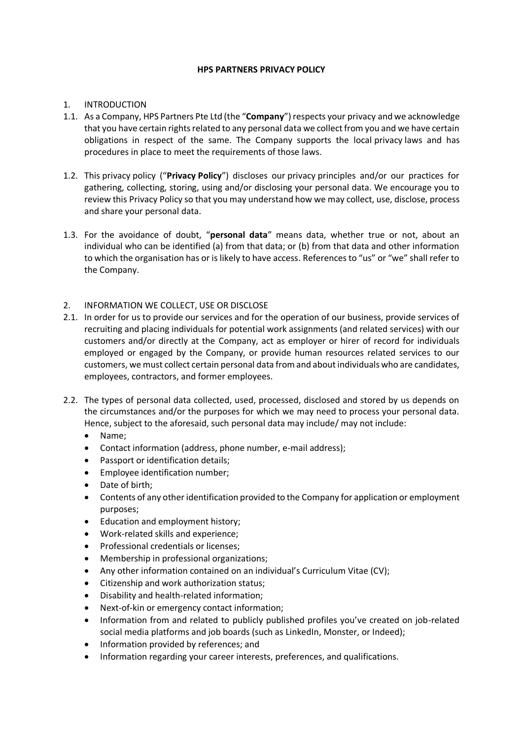# HPS PARTNERS PRIVACY POLICY

1. INTRODUCTION

1.1. As a Company, HPS Partners Pte Ltd (the "**Company**") respects your privacy and we acknowledge that you have certain rights related to any personal data we collect from you and we have certain obligations in respect of the same. The Company supports the local privacy laws and has procedures in place to meet the requirements of those laws.

1.2. This privacy policy ("**Privacy Policy**") discloses our privacy principles and/or our practices for gathering, collecting, storing, using and/or disclosing your personal data. We encourage you to review this Privacy Policy so that you may understand how we may collect, use, disclose, process and share your personal data.

1.3. For the avoidance of doubt, "**personal data**" means data, whether true or not, about an individual who can be identified (a) from that data; or (b) from that data and other information to which the organisation has or is likely to have access. References to "us" or "we" shall refer to the Company.

2. INFORMATION WE COLLECT, USE OR DISCLOSE

2.1. In order for us to provide our services and for the operation of our business, provide services of recruiting and placing individuals for potential work assignments (and related services) with our customers and/or directly at the Company, act as employer or hirer of record for individuals employed or engaged by the Company, or provide human resources related services to our customers, we must collect certain personal data from and about individuals who are candidates, employees, contractors, and former employees.

2.2. The types of personal data collected, used, processed, disclosed and stored by us depends on the circumstances and/or the purposes for which we may need to process your personal data. Hence, subject to the aforesaid, such personal data may include/ may not include:

- Name;
- Contact information (address, phone number, e-mail address);
- Passport or identification details;
- Employee identification number;
- Date of birth;
- Contents of any other identification provided to the Company for application or employment purposes;
- Education and employment history;
- Work-related skills and experience;
- Professional credentials or licenses;
- Membership in professional organizations;
- Any other information contained on an individual's Curriculum Vitae (CV);
- Citizenship and work authorization status;
- Disability and health-related information;
- Next-of-kin or emergency contact information;
- Information from and related to publicly published profiles you've created on job-related social media platforms and job boards (such as LinkedIn, Monster, or Indeed);
- Information provided by references; and
- Information regarding your career interests, preferences, and qualifications.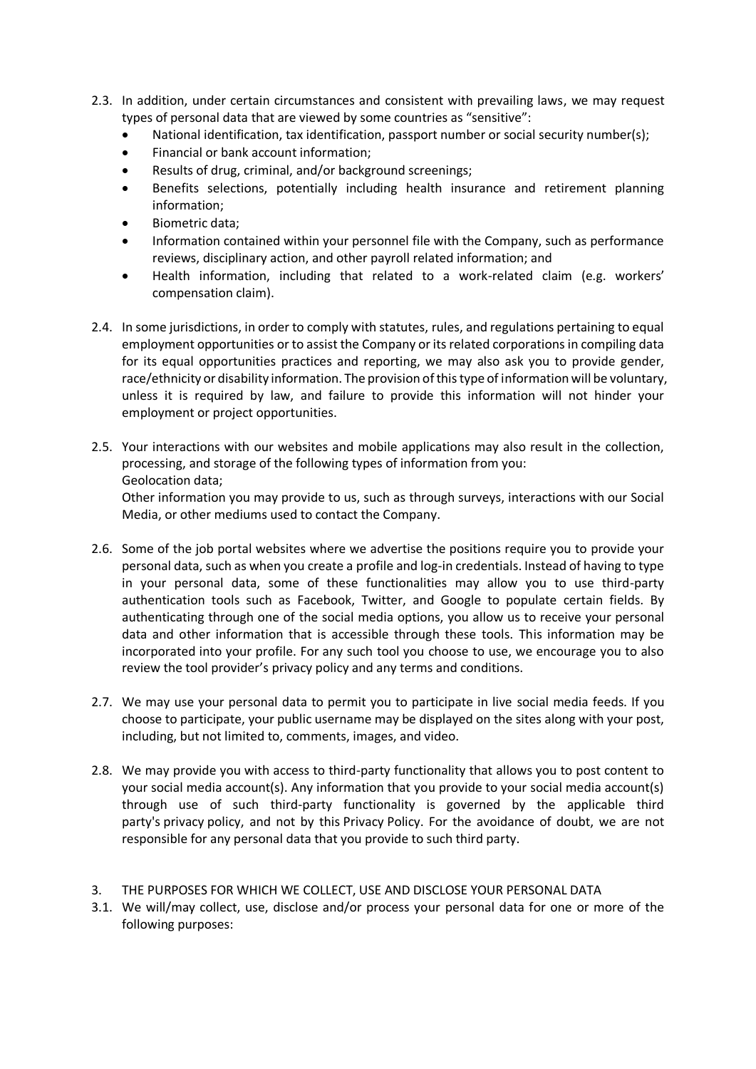2.3. In addition, under certain circumstances and consistent with prevailing laws, we may request types of personal data that are viewed by some countries as "sensitive":

- National identification, tax identification, passport number or social security number(s);
- Financial or bank account information;
- Results of drug, criminal, and/or background screenings;
- Benefits selections, potentially including health insurance and retirement planning information;
- Biometric data;
- Information contained within your personnel file with the Company, such as performance reviews, disciplinary action, and other payroll related information; and
- Health information, including that related to a work-related claim (e.g. workers' compensation claim).

2.4. In some jurisdictions, in order to comply with statutes, rules, and regulations pertaining to equal employment opportunities or to assist the Company or its related corporations in compiling data for its equal opportunities practices and reporting, we may also ask you to provide gender, race/ethnicity or disability information. The provision of this type of information will be voluntary, unless it is required by law, and failure to provide this information will not hinder your employment or project opportunities.

2.5. Your interactions with our websites and mobile applications may also result in the collection, processing, and storage of the following types of information from you:
Geolocation data;
Other information you may provide to us, such as through surveys, interactions with our Social Media, or other mediums used to contact the Company.

2.6. Some of the job portal websites where we advertise the positions require you to provide your personal data, such as when you create a profile and log-in credentials. Instead of having to type in your personal data, some of these functionalities may allow you to use third-party authentication tools such as Facebook, Twitter, and Google to populate certain fields. By authenticating through one of the social media options, you allow us to receive your personal data and other information that is accessible through these tools. This information may be incorporated into your profile. For any such tool you choose to use, we encourage you to also review the tool provider's privacy policy and any terms and conditions.

2.7. We may use your personal data to permit you to participate in live social media feeds. If you choose to participate, your public username may be displayed on the sites along with your post, including, but not limited to, comments, images, and video.

2.8. We may provide you with access to third-party functionality that allows you to post content to your social media account(s). Any information that you provide to your social media account(s) through use of such third-party functionality is governed by the applicable third party's privacy policy, and not by this Privacy Policy. For the avoidance of doubt, we are not responsible for any personal data that you provide to such third party.

3. THE PURPOSES FOR WHICH WE COLLECT, USE AND DISCLOSE YOUR PERSONAL DATA

3.1. We will/may collect, use, disclose and/or process your personal data for one or more of the following purposes: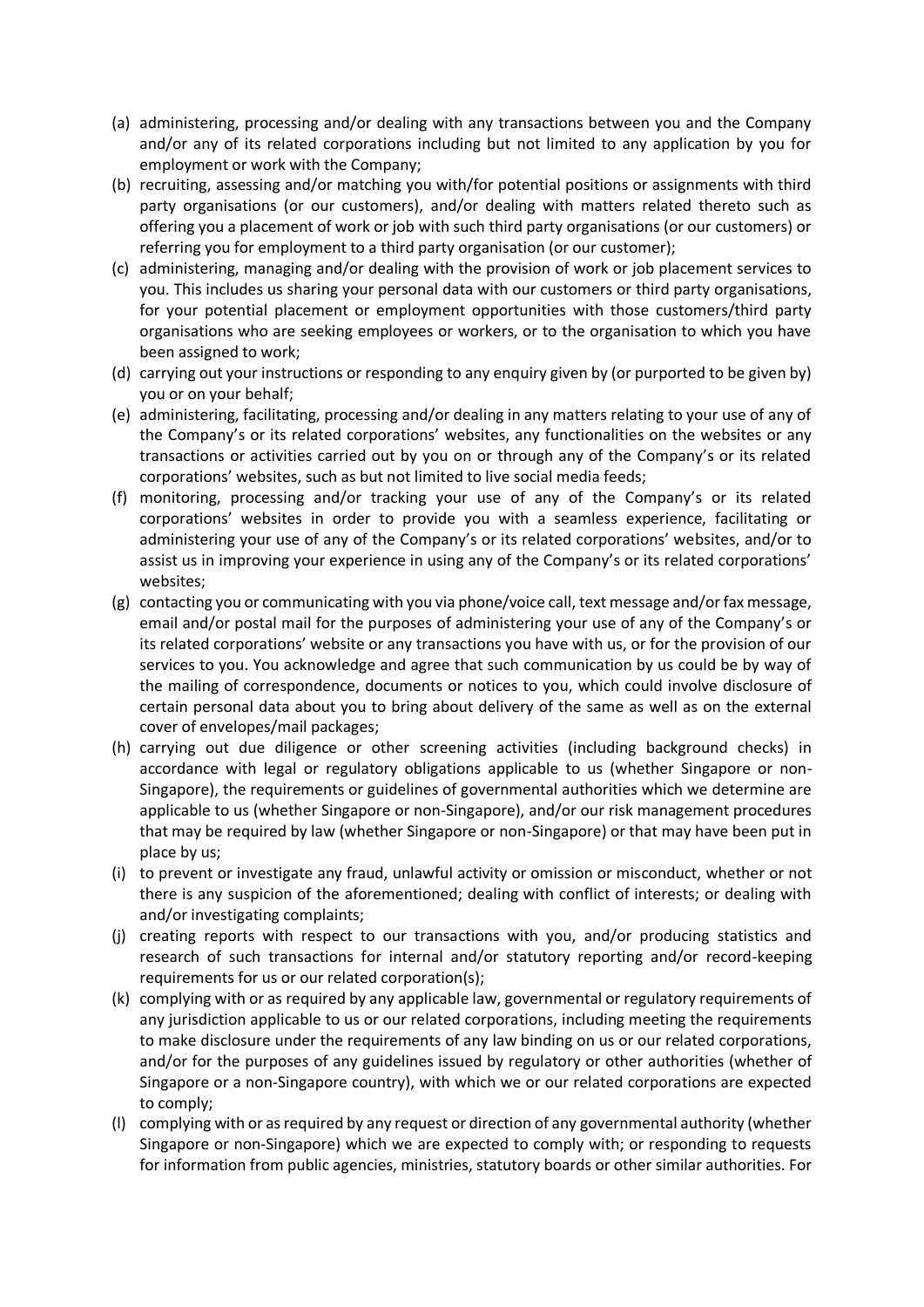(a) administering, processing and/or dealing with any transactions between you and the Company and/or any of its related corporations including but not limited to any application by you for employment or work with the Company;

(b) recruiting, assessing and/or matching you with/for potential positions or assignments with third party organisations (or our customers), and/or dealing with matters related thereto such as offering you a placement of work or job with such third party organisations (or our customers) or referring you for employment to a third party organisation (or our customer);

(c) administering, managing and/or dealing with the provision of work or job placement services to you. This includes us sharing your personal data with our customers or third party organisations, for your potential placement or employment opportunities with those customers/third party organisations who are seeking employees or workers, or to the organisation to which you have been assigned to work;

(d) carrying out your instructions or responding to any enquiry given by (or purported to be given by) you or on your behalf;

(e) administering, facilitating, processing and/or dealing in any matters relating to your use of any of the Company's or its related corporations' websites, any functionalities on the websites or any transactions or activities carried out by you on or through any of the Company's or its related corporations' websites, such as but not limited to live social media feeds;

(f) monitoring, processing and/or tracking your use of any of the Company's or its related corporations' websites in order to provide you with a seamless experience, facilitating or administering your use of any of the Company's or its related corporations' websites, and/or to assist us in improving your experience in using any of the Company's or its related corporations' websites;

(g) contacting you or communicating with you via phone/voice call, text message and/or fax message, email and/or postal mail for the purposes of administering your use of any of the Company's or its related corporations' website or any transactions you have with us, or for the provision of our services to you. You acknowledge and agree that such communication by us could be by way of the mailing of correspondence, documents or notices to you, which could involve disclosure of certain personal data about you to bring about delivery of the same as well as on the external cover of envelopes/mail packages;

(h) carrying out due diligence or other screening activities (including background checks) in accordance with legal or regulatory obligations applicable to us (whether Singapore or non-Singapore), the requirements or guidelines of governmental authorities which we determine are applicable to us (whether Singapore or non-Singapore), and/or our risk management procedures that may be required by law (whether Singapore or non-Singapore) or that may have been put in place by us;

(i) to prevent or investigate any fraud, unlawful activity or omission or misconduct, whether or not there is any suspicion of the aforementioned; dealing with conflict of interests; or dealing with and/or investigating complaints;

(j) creating reports with respect to our transactions with you, and/or producing statistics and research of such transactions for internal and/or statutory reporting and/or record-keeping requirements for us or our related corporation(s);

(k) complying with or as required by any applicable law, governmental or regulatory requirements of any jurisdiction applicable to us or our related corporations, including meeting the requirements to make disclosure under the requirements of any law binding on us or our related corporations, and/or for the purposes of any guidelines issued by regulatory or other authorities (whether of Singapore or a non-Singapore country), with which we or our related corporations are expected to comply;

(l) complying with or as required by any request or direction of any governmental authority (whether Singapore or non-Singapore) which we are expected to comply with; or responding to requests for information from public agencies, ministries, statutory boards or other similar authorities. For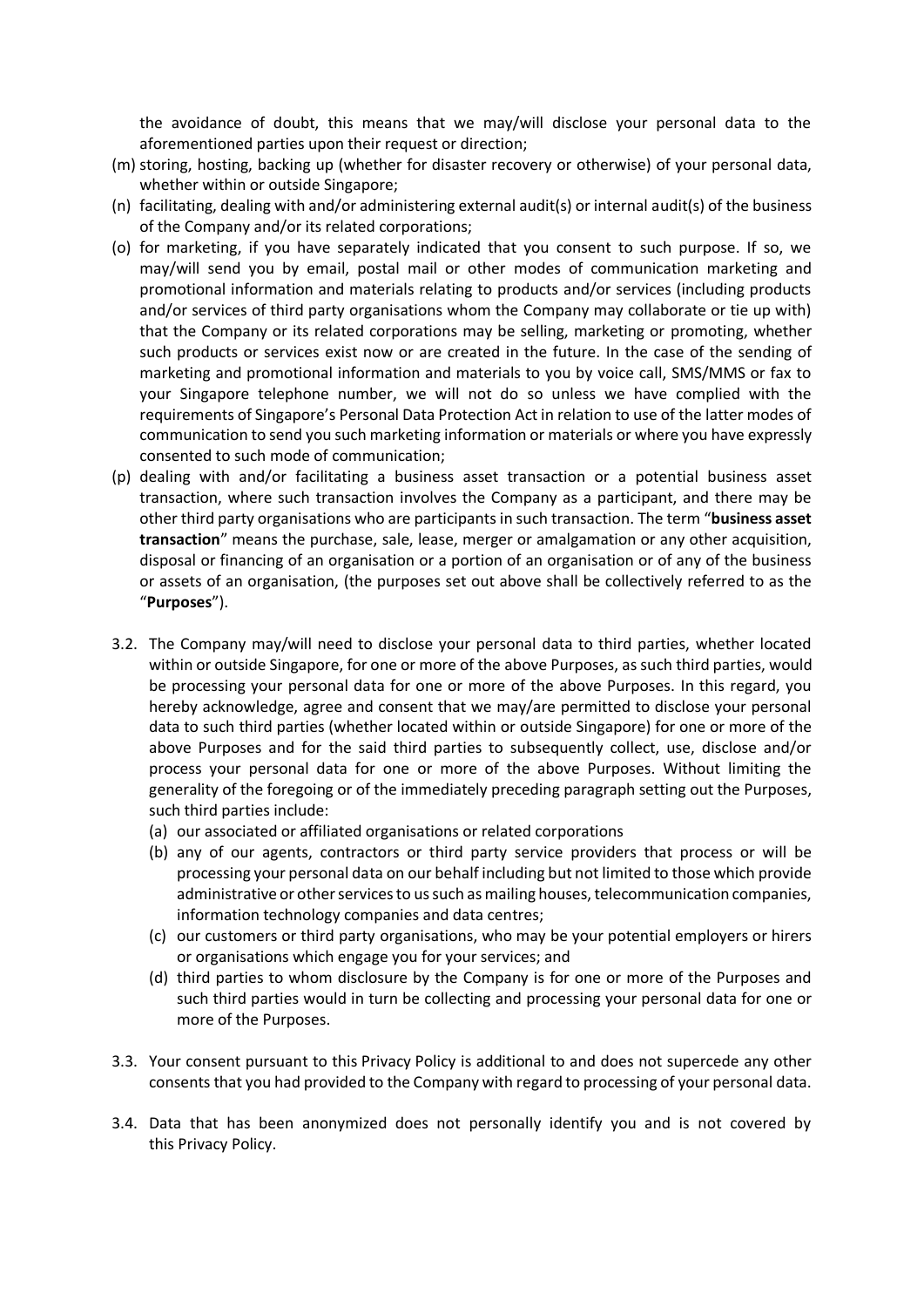the avoidance of doubt, this means that we may/will disclose your personal data to the aforementioned parties upon their request or direction;

(m) storing, hosting, backing up (whether for disaster recovery or otherwise) of your personal data, whether within or outside Singapore;

(n) facilitating, dealing with and/or administering external audit(s) or internal audit(s) of the business of the Company and/or its related corporations;

(o) for marketing, if you have separately indicated that you consent to such purpose. If so, we may/will send you by email, postal mail or other modes of communication marketing and promotional information and materials relating to products and/or services (including products and/or services of third party organisations whom the Company may collaborate or tie up with) that the Company or its related corporations may be selling, marketing or promoting, whether such products or services exist now or are created in the future. In the case of the sending of marketing and promotional information and materials to you by voice call, SMS/MMS or fax to your Singapore telephone number, we will not do so unless we have complied with the requirements of Singapore's Personal Data Protection Act in relation to use of the latter modes of communication to send you such marketing information or materials or where you have expressly consented to such mode of communication;

(p) dealing with and/or facilitating a business asset transaction or a potential business asset transaction, where such transaction involves the Company as a participant, and there may be other third party organisations who are participants in such transaction. The term "**business asset transaction**" means the purchase, sale, lease, merger or amalgamation or any other acquisition, disposal or financing of an organisation or a portion of an organisation or of any of the business or assets of an organisation, (the purposes set out above shall be collectively referred to as the "**Purposes**").

3.2. The Company may/will need to disclose your personal data to third parties, whether located within or outside Singapore, for one or more of the above Purposes, as such third parties, would be processing your personal data for one or more of the above Purposes. In this regard, you hereby acknowledge, agree and consent that we may/are permitted to disclose your personal data to such third parties (whether located within or outside Singapore) for one or more of the above Purposes and for the said third parties to subsequently collect, use, disclose and/or process your personal data for one or more of the above Purposes. Without limiting the generality of the foregoing or of the immediately preceding paragraph setting out the Purposes, such third parties include:

(a) our associated or affiliated organisations or related corporations

(b) any of our agents, contractors or third party service providers that process or will be processing your personal data on our behalf including but not limited to those which provide administrative or other services to us such as mailing houses, telecommunication companies, information technology companies and data centres;

(c) our customers or third party organisations, who may be your potential employers or hirers or organisations which engage you for your services; and

(d) third parties to whom disclosure by the Company is for one or more of the Purposes and such third parties would in turn be collecting and processing your personal data for one or more of the Purposes.

3.3. Your consent pursuant to this Privacy Policy is additional to and does not supercede any other consents that you had provided to the Company with regard to processing of your personal data.

3.4. Data that has been anonymized does not personally identify you and is not covered by this Privacy Policy.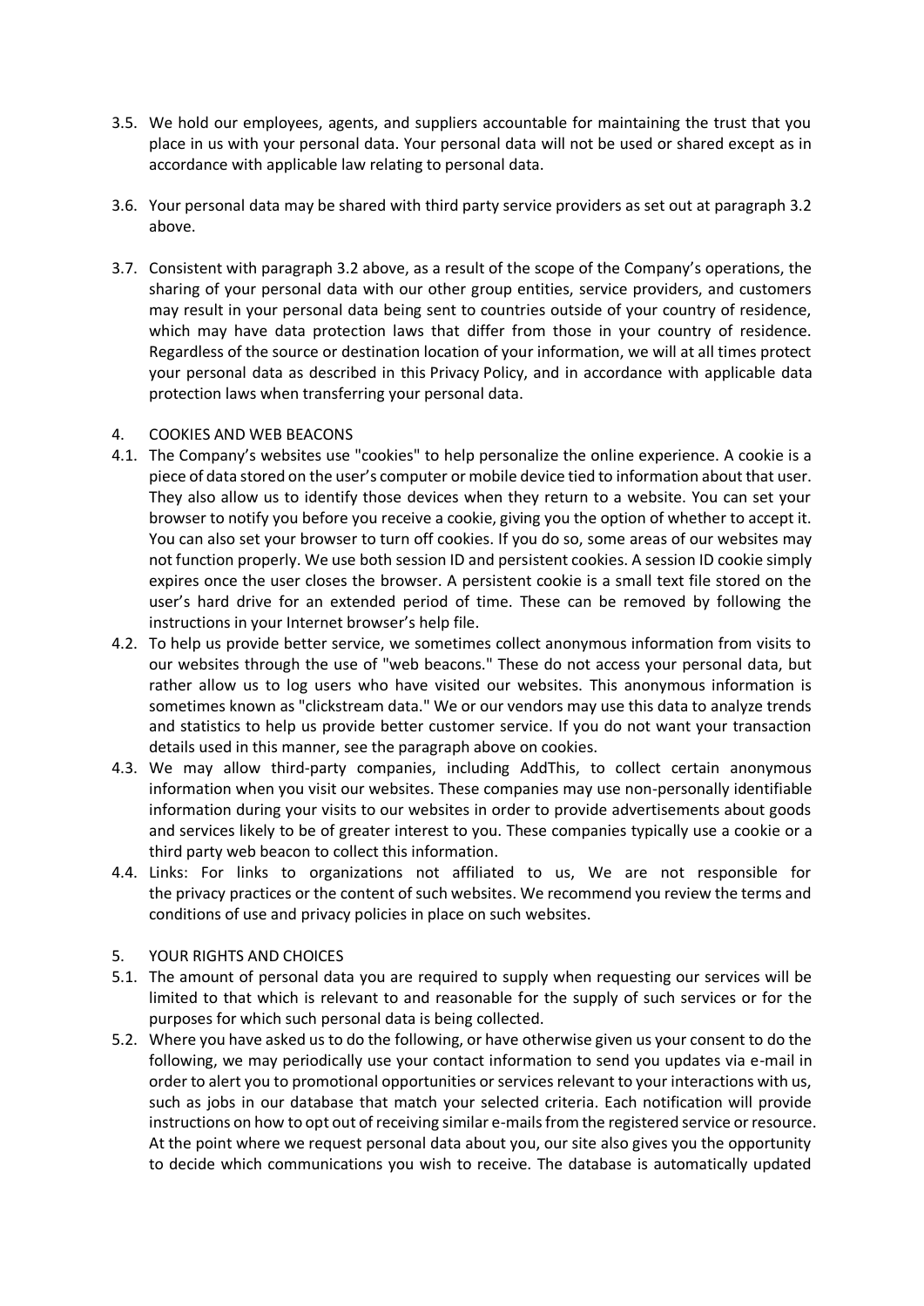3.5. We hold our employees, agents, and suppliers accountable for maintaining the trust that you place in us with your personal data. Your personal data will not be used or shared except as in accordance with applicable law relating to personal data.

3.6. Your personal data may be shared with third party service providers as set out at paragraph 3.2 above.

3.7. Consistent with paragraph 3.2 above, as a result of the scope of the Company's operations, the sharing of your personal data with our other group entities, service providers, and customers may result in your personal data being sent to countries outside of your country of residence, which may have data protection laws that differ from those in your country of residence. Regardless of the source or destination location of your information, we will at all times protect your personal data as described in this Privacy Policy, and in accordance with applicable data protection laws when transferring your personal data.

## 4. COOKIES AND WEB BEACONS

4.1. The Company's websites use "cookies" to help personalize the online experience. A cookie is a piece of data stored on the user's computer or mobile device tied to information about that user. They also allow us to identify those devices when they return to a website. You can set your browser to notify you before you receive a cookie, giving you the option of whether to accept it. You can also set your browser to turn off cookies. If you do so, some areas of our websites may not function properly. We use both session ID and persistent cookies. A session ID cookie simply expires once the user closes the browser. A persistent cookie is a small text file stored on the user's hard drive for an extended period of time. These can be removed by following the instructions in your Internet browser's help file.

4.2. To help us provide better service, we sometimes collect anonymous information from visits to our websites through the use of "web beacons." These do not access your personal data, but rather allow us to log users who have visited our websites. This anonymous information is sometimes known as "clickstream data." We or our vendors may use this data to analyze trends and statistics to help us provide better customer service. If you do not want your transaction details used in this manner, see the paragraph above on cookies.

4.3. We may allow third-party companies, including AddThis, to collect certain anonymous information when you visit our websites. These companies may use non-personally identifiable information during your visits to our websites in order to provide advertisements about goods and services likely to be of greater interest to you. These companies typically use a cookie or a third party web beacon to collect this information.

4.4. Links: For links to organizations not affiliated to us, We are not responsible for the privacy practices or the content of such websites. We recommend you review the terms and conditions of use and privacy policies in place on such websites.

## 5. YOUR RIGHTS AND CHOICES

5.1. The amount of personal data you are required to supply when requesting our services will be limited to that which is relevant to and reasonable for the supply of such services or for the purposes for which such personal data is being collected.

5.2. Where you have asked us to do the following, or have otherwise given us your consent to do the following, we may periodically use your contact information to send you updates via e-mail in order to alert you to promotional opportunities or services relevant to your interactions with us, such as jobs in our database that match your selected criteria. Each notification will provide instructions on how to opt out of receiving similar e-mails from the registered service or resource. At the point where we request personal data about you, our site also gives you the opportunity to decide which communications you wish to receive. The database is automatically updated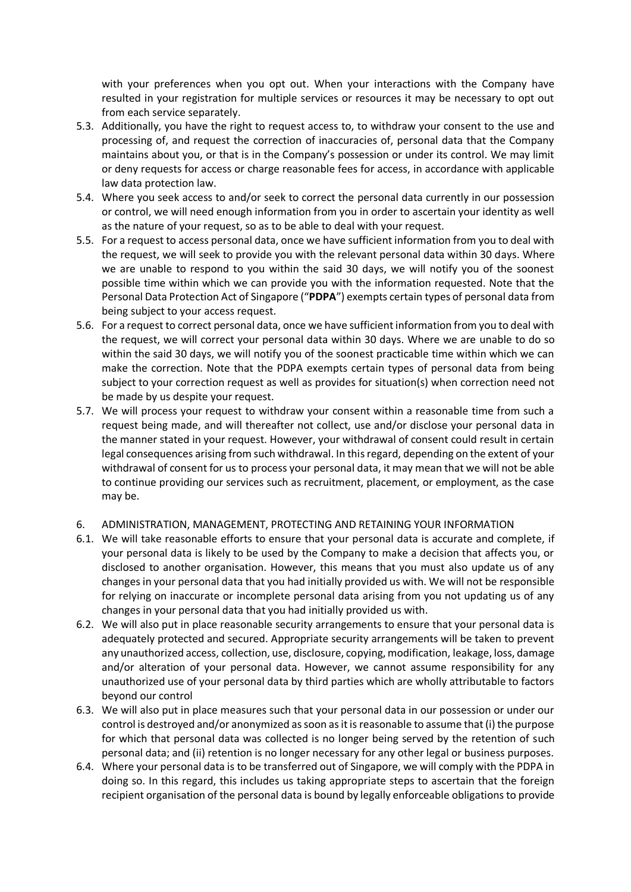with your preferences when you opt out. When your interactions with the Company have resulted in your registration for multiple services or resources it may be necessary to opt out from each service separately.

5.3. Additionally, you have the right to request access to, to withdraw your consent to the use and processing of, and request the correction of inaccuracies of, personal data that the Company maintains about you, or that is in the Company's possession or under its control. We may limit or deny requests for access or charge reasonable fees for access, in accordance with applicable law data protection law.

5.4. Where you seek access to and/or seek to correct the personal data currently in our possession or control, we will need enough information from you in order to ascertain your identity as well as the nature of your request, so as to be able to deal with your request.

5.5. For a request to access personal data, once we have sufficient information from you to deal with the request, we will seek to provide you with the relevant personal data within 30 days. Where we are unable to respond to you within the said 30 days, we will notify you of the soonest possible time within which we can provide you with the information requested. Note that the Personal Data Protection Act of Singapore ("**PDPA**") exempts certain types of personal data from being subject to your access request.

5.6. For a request to correct personal data, once we have sufficient information from you to deal with the request, we will correct your personal data within 30 days. Where we are unable to do so within the said 30 days, we will notify you of the soonest practicable time within which we can make the correction. Note that the PDPA exempts certain types of personal data from being subject to your correction request as well as provides for situation(s) when correction need not be made by us despite your request.

5.7. We will process your request to withdraw your consent within a reasonable time from such a request being made, and will thereafter not collect, use and/or disclose your personal data in the manner stated in your request. However, your withdrawal of consent could result in certain legal consequences arising from such withdrawal. In this regard, depending on the extent of your withdrawal of consent for us to process your personal data, it may mean that we will not be able to continue providing our services such as recruitment, placement, or employment, as the case may be.

6. ADMINISTRATION, MANAGEMENT, PROTECTING AND RETAINING YOUR INFORMATION

6.1. We will take reasonable efforts to ensure that your personal data is accurate and complete, if your personal data is likely to be used by the Company to make a decision that affects you, or disclosed to another organisation. However, this means that you must also update us of any changes in your personal data that you had initially provided us with. We will not be responsible for relying on inaccurate or incomplete personal data arising from you not updating us of any changes in your personal data that you had initially provided us with.

6.2. We will also put in place reasonable security arrangements to ensure that your personal data is adequately protected and secured. Appropriate security arrangements will be taken to prevent any unauthorized access, collection, use, disclosure, copying, modification, leakage, loss, damage and/or alteration of your personal data. However, we cannot assume responsibility for any unauthorized use of your personal data by third parties which are wholly attributable to factors beyond our control

6.3. We will also put in place measures such that your personal data in our possession or under our control is destroyed and/or anonymized as soon as it is reasonable to assume that (i) the purpose for which that personal data was collected is no longer being served by the retention of such personal data; and (ii) retention is no longer necessary for any other legal or business purposes.

6.4. Where your personal data is to be transferred out of Singapore, we will comply with the PDPA in doing so. In this regard, this includes us taking appropriate steps to ascertain that the foreign recipient organisation of the personal data is bound by legally enforceable obligations to provide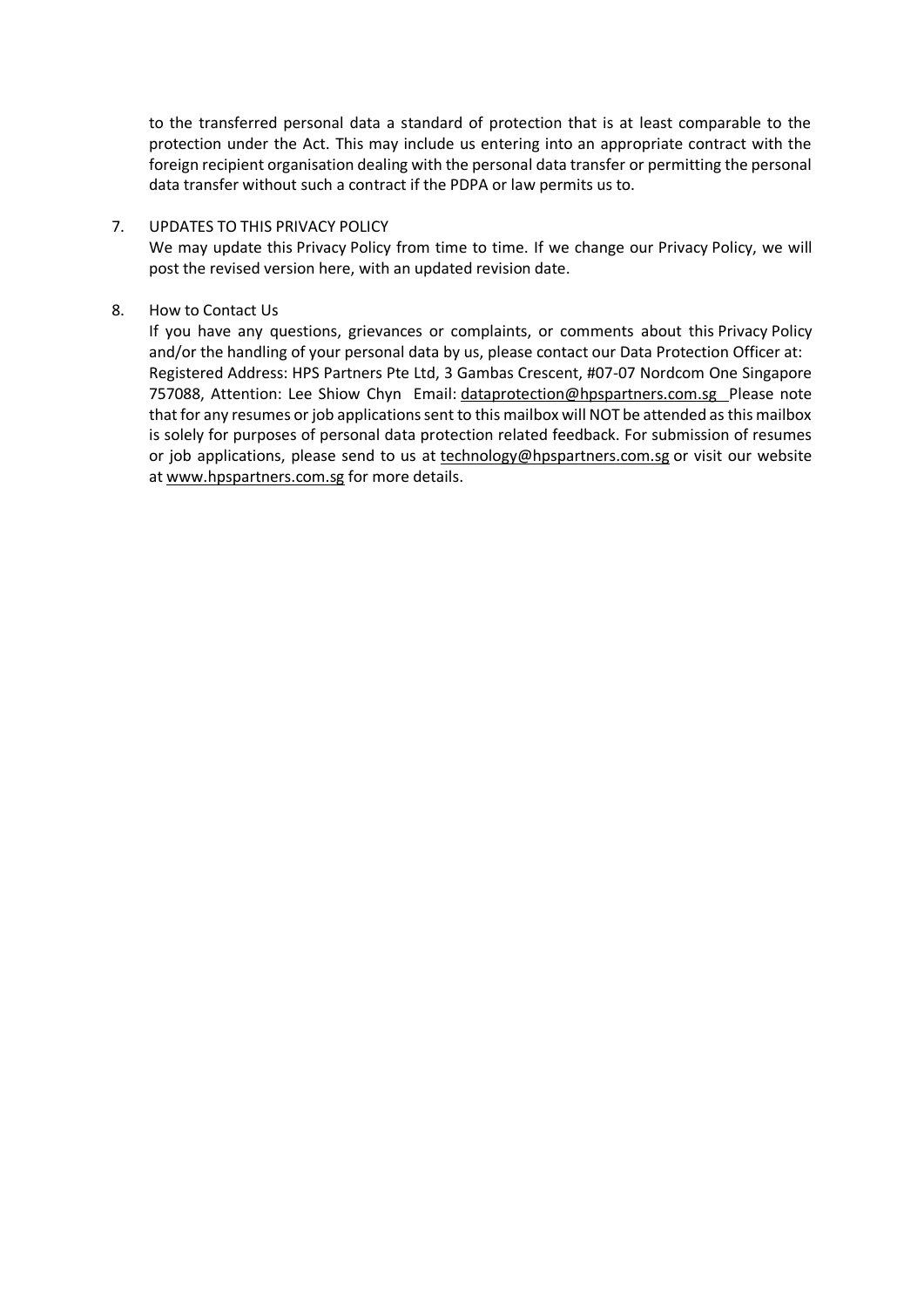to the transferred personal data a standard of protection that is at least comparable to the protection under the Act. This may include us entering into an appropriate contract with the foreign recipient organisation dealing with the personal data transfer or permitting the personal data transfer without such a contract if the PDPA or law permits us to.

7. UPDATES TO THIS PRIVACY POLICY

   We may update this Privacy Policy from time to time. If we change our Privacy Policy, we will post the revised version here, with an updated revision date.

8. How to Contact Us

   If you have any questions, grievances or complaints, or comments about this Privacy Policy and/or the handling of your personal data by us, please contact our Data Protection Officer at: Registered Address: HPS Partners Pte Ltd, 3 Gambas Crescent, #07-07 Nordcom One Singapore 757088, Attention: Lee Shiow Chyn Email: dataprotection@hpspartners.com.sg Please note that for any resumes or job applications sent to this mailbox will NOT be attended as this mailbox is solely for purposes of personal data protection related feedback. For submission of resumes or job applications, please send to us at technology@hpspartners.com.sg or visit our website at www.hpspartners.com.sg for more details.